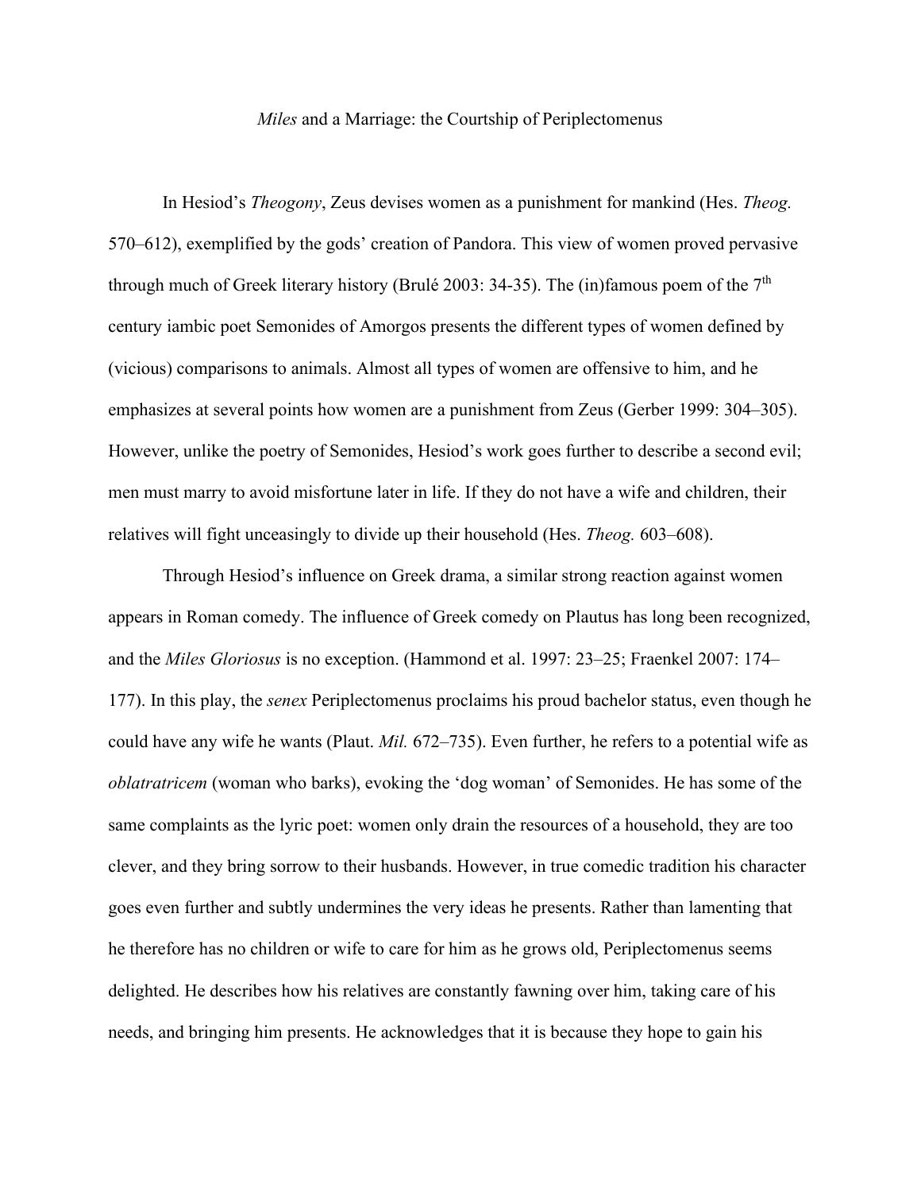# *Miles* and a Marriage: the Courtship of Periplectomenus

In Hesiod's *Theogony*, Zeus devises women as a punishment for mankind (Hes. *Theog.* 570–612), exemplified by the gods' creation of Pandora. This view of women proved pervasive through much of Greek literary history (Brulé 2003: 34-35). The (in)famous poem of the 7th century iambic poet Semonides of Amorgos presents the different types of women defined by (vicious) comparisons to animals. Almost all types of women are offensive to him, and he emphasizes at several points how women are a punishment from Zeus (Gerber 1999: 304–305). However, unlike the poetry of Semonides, Hesiod's work goes further to describe a second evil; men must marry to avoid misfortune later in life. If they do not have a wife and children, their relatives will fight unceasingly to divide up their household (Hes. *Theog.* 603–608).

Through Hesiod's influence on Greek drama, a similar strong reaction against women appears in Roman comedy. The influence of Greek comedy on Plautus has long been recognized, and the *Miles Gloriosus* is no exception. (Hammond et al. 1997: 23–25; Fraenkel 2007: 174–177). In this play, the *senex* Periplectomenus proclaims his proud bachelor status, even though he could have any wife he wants (Plaut. *Mil.* 672–735). Even further, he refers to a potential wife as *oblatratricem* (woman who barks), evoking the 'dog woman' of Semonides. He has some of the same complaints as the lyric poet: women only drain the resources of a household, they are too clever, and they bring sorrow to their husbands. However, in true comedic tradition his character goes even further and subtly undermines the very ideas he presents. Rather than lamenting that he therefore has no children or wife to care for him as he grows old, Periplectomenus seems delighted. He describes how his relatives are constantly fawning over him, taking care of his needs, and bringing him presents. He acknowledges that it is because they hope to gain his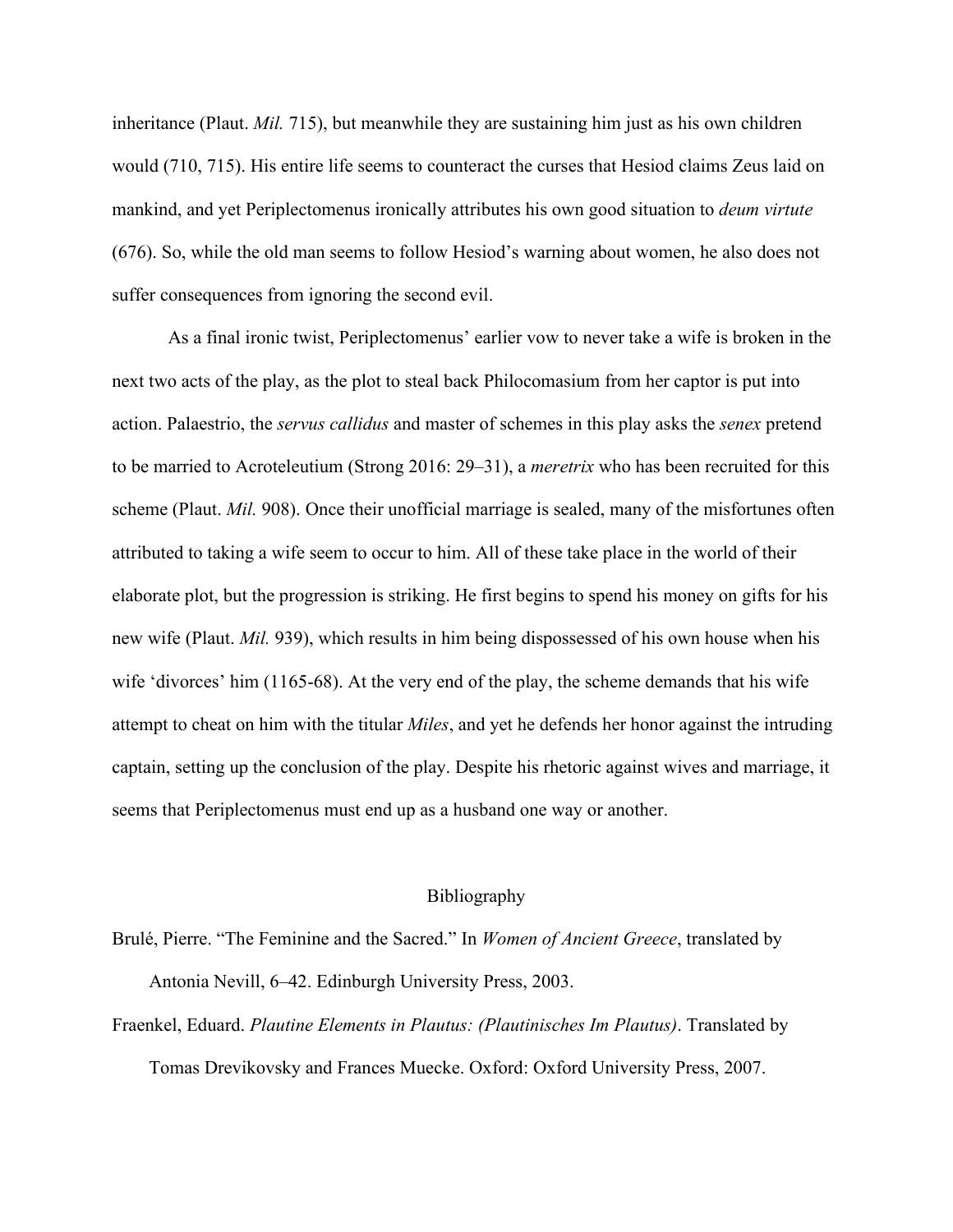inheritance (Plaut. *Mil.* 715), but meanwhile they are sustaining him just as his own children would (710, 715). His entire life seems to counteract the curses that Hesiod claims Zeus laid on mankind, and yet Periplectomenus ironically attributes his own good situation to *deum virtute* (676). So, while the old man seems to follow Hesiod's warning about women, he also does not suffer consequences from ignoring the second evil.

As a final ironic twist, Periplectomenus' earlier vow to never take a wife is broken in the next two acts of the play, as the plot to steal back Philocomasium from her captor is put into action. Palaestrio, the *servus callidus* and master of schemes in this play asks the *senex* pretend to be married to Acroteleutium (Strong 2016: 29–31), a *meretrix* who has been recruited for this scheme (Plaut. *Mil.* 908). Once their unofficial marriage is sealed, many of the misfortunes often attributed to taking a wife seem to occur to him. All of these take place in the world of their elaborate plot, but the progression is striking. He first begins to spend his money on gifts for his new wife (Plaut. *Mil.* 939), which results in him being dispossessed of his own house when his wife 'divorces' him (1165-68). At the very end of the play, the scheme demands that his wife attempt to cheat on him with the titular *Miles*, and yet he defends her honor against the intruding captain, setting up the conclusion of the play. Despite his rhetoric against wives and marriage, it seems that Periplectomenus must end up as a husband one way or another.

## Bibliography

Brulé, Pierre. "The Feminine and the Sacred." In *Women of Ancient Greece*, translated by Antonia Nevill, 6–42. Edinburgh University Press, 2003.

Fraenkel, Eduard. *Plautine Elements in Plautus: (Plautinisches Im Plautus)*. Translated by Tomas Drevikovsky and Frances Muecke. Oxford: Oxford University Press, 2007.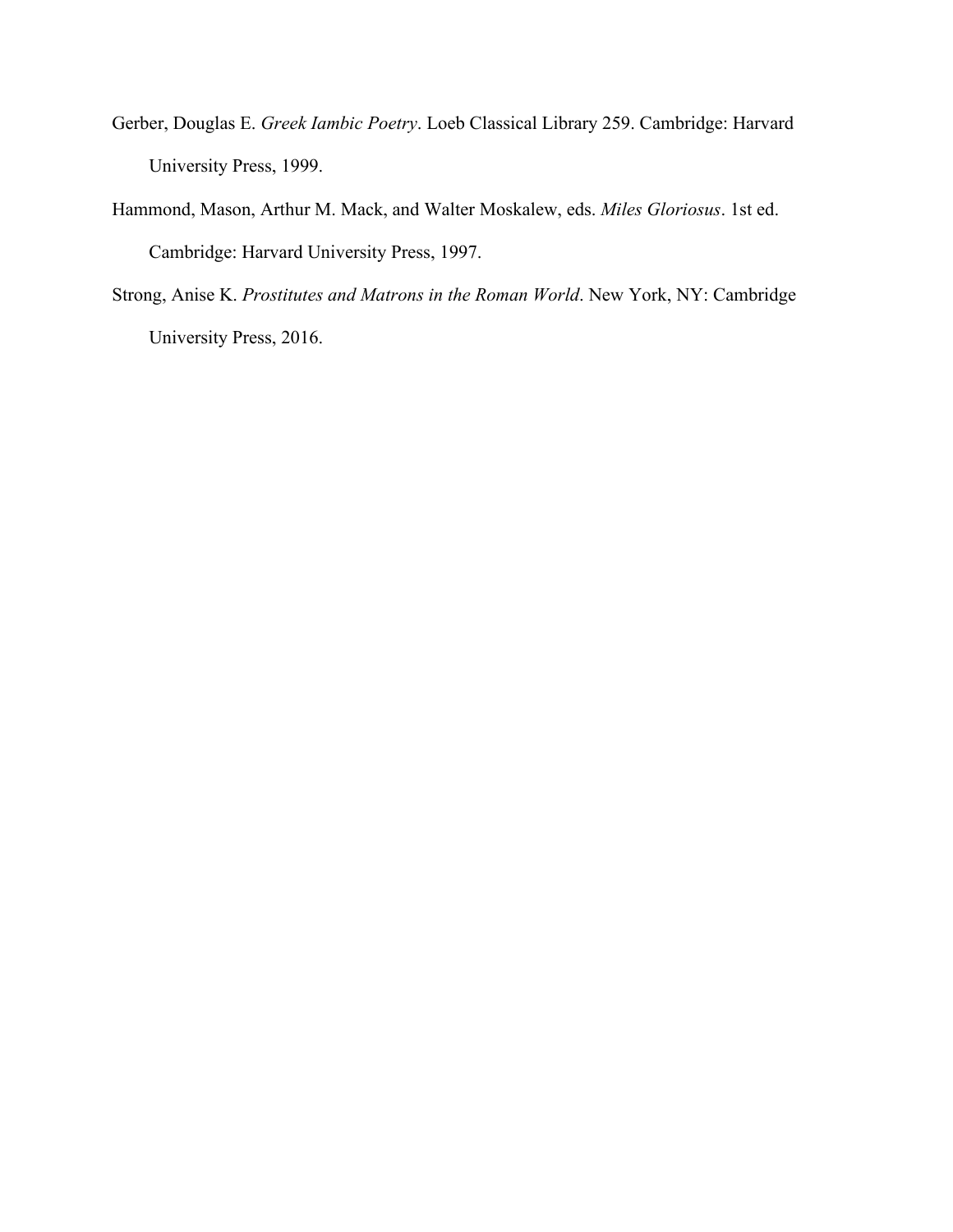Gerber, Douglas E. *Greek Iambic Poetry*. Loeb Classical Library 259. Cambridge: Harvard University Press, 1999.

Hammond, Mason, Arthur M. Mack, and Walter Moskalew, eds. *Miles Gloriosus*. 1st ed. Cambridge: Harvard University Press, 1997.

Strong, Anise K. *Prostitutes and Matrons in the Roman World*. New York, NY: Cambridge University Press, 2016.